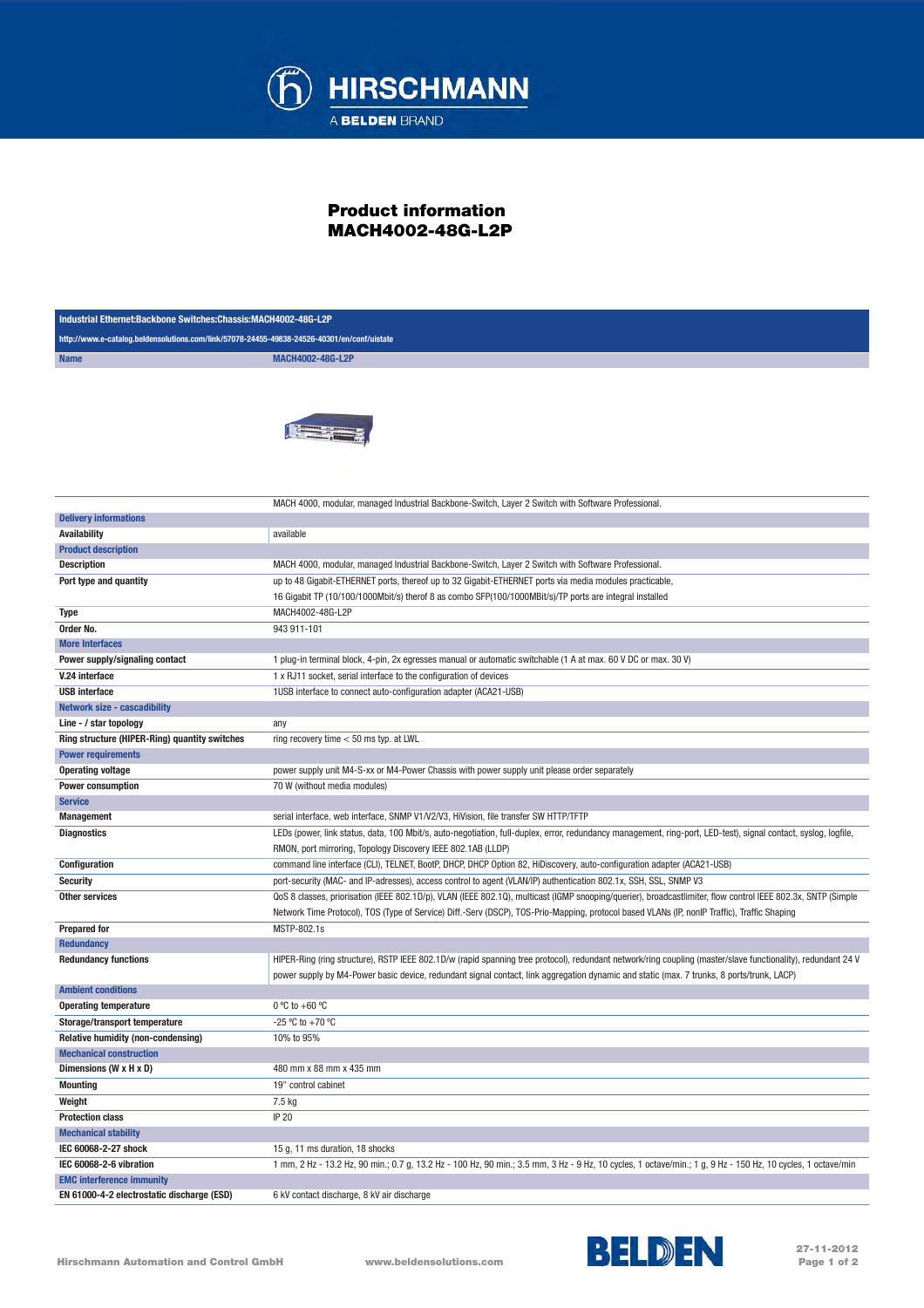# Product information
# MACH4002-48G-L2P

| Industrial Ethernet:Backbone Switches:Chassis:MACH4002-48G-L2P | |
|---|---|
| http://www.e-catalog.beldensolutions.com/link/57078-24455-49838-24526-40301/en/conf/uistate | |
| Name | MACH4002-48G-L2P |

| | MACH 4000, modular, managed Industrial Backbone-Switch, Layer 2 Switch with Software Professional. |
|---|---|
| **Delivery informations** | |
| Availability | available |
| **Product description** | |
| Description | MACH 4000, modular, managed Industrial Backbone-Switch, Layer 2 Switch with Software Professional. |
| Port type and quantity | up to 48 Gigabit-ETHERNET ports, thereof up to 32 Gigabit-ETHERNET ports via media modules practicable, 16 Gigabit TP (10/100/1000Mbit/s) therof 8 as combo SFP(100/1000MBit/s)/TP ports are integral installed |
| Type | MACH4002-48G-L2P |
| Order No. | 943 911-101 |
| **More Interfaces** | |
| Power supply/signaling contact | 1 plug-in terminal block, 4-pin, 2x egresses manual or automatic switchable (1 A at max. 60 V DC or max. 30 V) |
| V.24 interface | 1 x RJ11 socket, serial interface to the configuration of devices |
| USB interface | 1USB interface to connect auto-configuration adapter (ACA21-USB) |
| **Network size - cascadibility** | |
| Line - / star topology | any |
| Ring structure (HIPER-Ring) quantity switches | ring recovery time < 50 ms typ. at LWL |
| **Power requirements** | |
| Operating voltage | power supply unit M4-S-xx or M4-Power Chassis with power supply unit please order separately |
| Power consumption | 70 W (without media modules) |
| **Service** | |
| Management | serial interface, web interface, SNMP V1/V2/V3, HiVision, file transfer SW HTTP/TFTP |
| Diagnostics | LEDs (power, link status, data, 100 Mbit/s, auto-negotiation, full-duplex, error, redundancy management, ring-port, LED-test), signal contact, syslog, logfile, RMON, port mirroring, Topology Discovery IEEE 802.1AB (LLDP) |
| Configuration | command line interface (CLI), TELNET, BootP, DHCP, DHCP Option 82, HiDiscovery, auto-configuration adapter (ACA21-USB) |
| Security | port-security (MAC- and IP-adresses), access control to agent (VLAN/IP) authentication 802.1x, SSH, SSL, SNMP V3 |
| Other services | QoS 8 classes, priorisation (IEEE 802.1D/p), VLAN (IEEE 802.1Q), multicast (IGMP snooping/querier), broadcastlimiter, flow control IEEE 802.3x, SNTP (Simple Network Time Protocol), TOS (Type of Service) Diff.-Serv (DSCP), TOS-Prio-Mapping, protocol based VLANs (IP, nonIP Traffic), Traffic Shaping |
| Prepared for | MSTP-802.1s |
| **Redundancy** | |
| Redundancy functions | HIPER-Ring (ring structure), RSTP IEEE 802.1D/w (rapid spanning tree protocol), redundant network/ring coupling (master/slave functionality), redundant 24 V power supply by M4-Power basic device, redundant signal contact, link aggregation dynamic and static (max. 7 trunks, 8 ports/trunk, LACP) |
| **Ambient conditions** | |
| Operating temperature | 0 ºC to +60 ºC |
| Storage/transport temperature | -25 ºC to +70 ºC |
| Relative humidity (non-condensing) | 10% to 95% |
| **Mechanical construction** | |
| Dimensions (W x H x D) | 480 mm x 88 mm x 435 mm |
| Mounting | 19" control cabinet |
| Weight | 7.5 kg |
| Protection class | IP 20 |
| **Mechanical stability** | |
| IEC 60068-2-27 shock | 15 g, 11 ms duration, 18 shocks |
| IEC 60068-2-6 vibration | 1 mm, 2 Hz - 13.2 Hz, 90 min.; 0.7 g, 13.2 Hz - 100 Hz, 90 min.; 3.5 mm, 3 Hz - 9 Hz, 10 cycles, 1 octave/min.; 1 g, 9 Hz - 150 Hz, 10 cycles, 1 octave/min |
| **EMC interference immunity** | |
| EN 61000-4-2 electrostatic discharge (ESD) | 6 kV contact discharge, 8 kV air discharge |

Hirschmann Automation and Control GmbH    www.beldensolutions.com    27-11-2012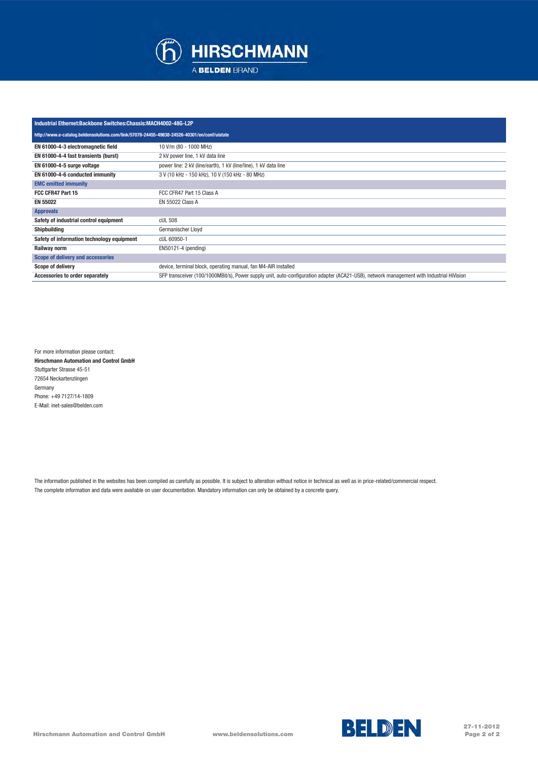| Industrial Ethernet:Backbone Switches:Chassis:MACH4002-48G-L2P | |
|---|---|
| http://www.e-catalog.beldensolutions.com/link/57078-24455-49838-24526-40301/en/conf/uistate | |
| **EN 61000-4-3 electromagnetic field** | 10 V/m (80 - 1000 MHz) |
| **EN 61000-4-4 fast transients (burst)** | 2 kV power line, 1 kV data line |
| **EN 61000-4-5 surge voltage** | power line: 2 kV (line/earth), 1 kV (line/line), 1 kV data line |
| **EN 61000-4-6 conducted immunity** | 3 V (10 kHz - 150 kHz), 10 V (150 kHz - 80 MHz) |
| **EMC emitted immunity** | |
| **FCC CFR47 Part 15** | FCC CFR47 Part 15 Class A |
| **EN 55022** | EN 55022 Class A |
| **Approvals** | |
| **Safety of industrial control equipment** | cUL 508 |
| **Shipbuilding** | Germanischer Lloyd |
| **Safety of information technology equipment** | cUL 60950-1 |
| **Railway norm** | EN50121-4 (pending) |
| **Scope of delivery and accessories** | |
| **Scope of delivery** | device, terminal block, operating manual, fan M4-AIR installed |
| **Accessories to order separately** | SFP transceiver (100/1000MBit/s), Power supply unit, auto-configuration adapter (ACA21-USB), network management with Industrial HiVision |

For more information please contact:
**Hirschmann Automation and Control GmbH**
Stuttgarter Strasse 45-51
72654 Neckartenzlingen
Germany
Phone: +49 7127/14-1809
E-Mail: inet-sales@belden.com

The information published in the websites has been compiled as carefully as possible. It is subject to alteration without notice in technical as well as in price-related/commercial respect.
The complete information and data were available on user documentation. Mandatory information can only be obtained by a concrete query.